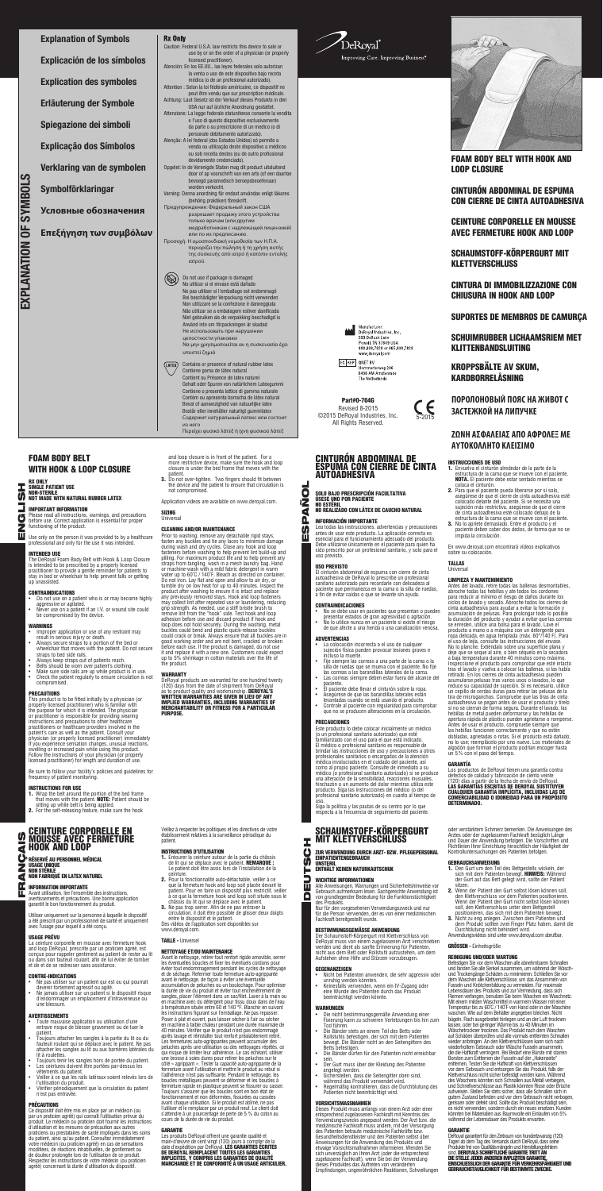# EXPLANATION OF SYMBOLS

**Explanation of Symbols**

**Explicación de los símbolos**

**Explication des symboles**

**Erläuterung der Symbole**

**Spiegazione dei simboli**

**Explicação dos Símbolos**

**Verklaring van de symbolen**

**Symbolförklaringar**

**Условные обозначения**

**Επεξήγηση των συμβόλων**

**Rx Only**

Caution: Federal U.S.A. law restricts this device to sale or use by or on the order of a physician (or properly licensed practitioner).
Atención: En los EE.UU., las leyes federales solo autorizan la venta o uso de este dispositivo bajo receta médica (o de un profesional autorizado).
Attention : Selon la loi fédérale américaine, ce dispositif ne peut être vendu que sur prescription médicale.
Achtung: Laut Gesetz ist der Verkauf dieses Produkts in den USA nur auf ärztliche Anordnung gestattet.
Attenzione: La legge federale statunitense consente la vendita e l'uso di questo dispositivo esclusivamente da parte o su prescrizione di un medico (o di personale debitamente autorizzato).
Atenção: A lei federal (dos Estados Unidos) só permite a venda ou utilização deste dispositivo a médicos ou sob receita destes (ou de outro profissional devidamente credenciado).
Opgelet: In de Verenigde Staten mag dit product uitsluitend door of op voorschrift van een arts (of een daartoe bevoegd paramedisch beroepsbeoefenaar) worden verkocht.
Varning: Denna anordning får endast användas enligt läkares (behörig praktiker) föreskrift.
Предупреждение: Федеральный закон США разрешает продажу этого устройства только врачам (или другим медработникам с надлежащей лицензией) или по их предписанию.
Προσοχή: Η ομοσπονδιακή νομοθεσία των Η.Π.Α. περιορίζει την πώληση ή τη χρήση αυτής της συσκευής από ιατρό ή κατόπιν εντολής ιατρού.

Do not use if package is damaged
No utilizar si el envase está dañado
Ne pas utiliser si l'emballage est endommagé
Bei beschädigter Verpackung nicht verwenden
Non utilizzare se la confezione è danneggiata
Não utilizar se a embalagem estiver danificada
Niet gebruiken als de verpakking beschadigd is
Använd inte om förpackningen är skadad
Не использовать при нарушении целостности упаковки
Να μην χρησιμοποιείται αν η συσκευασία έχει υποστεί ζημιά

Contains or presence of natural rubber latex
Contiene goma de látex natural
Contient ou Présence de latex naturel
Enhält oder Spuren von natürlichem Latexgummi
Contiene o presenta lattice di gomma naturale
Contém ou apresenta borracha de látex natural
Bevat of aanwezigheid van natuurlijke latex
Består eller innehåller naturligt gummilatex
Содержит натуральный латекс или состоит из него
Περιέχει φυσικό λάτεξ ή ίχνη φυσικού λάτεξ

DeRoyal® Improving Care. Improving Business®

Manufacturer: DeRoyal Industries, Inc., 200 DeBusk Lane, Powell, TN 37849 USA. 888.938.7828 or 865.938.7828 www.deroyal.com

EC REP: QNET BV, Hoefsestraat 296, 6436 AW Amstenrade, The Netherlands

**Part#0-704G**
Revised 8-2015
©2015 DeRoyal Industries, Inc.
All Rights Reserved.

CE 5-2015

## FOAM BODY BELT WITH HOOK & LOOP CLOSURE

## CINTURÓN ABDOMINAL DE ESPUMA CON CIERRE DE CINTA AUTOADHESIVA

## CEINTURE CORPORELLE EN MOUSSE AVEC FERMETURE HOOK AND LOOP

## SCHAUMSTOFF-KÖRPERGURT MIT KLETTVERSCHLUSS

## CINTURA DI IMMOBILIZZAZIONE CON CHIUSURA IN HOOK AND LOOP

## SUPORTES DE MEMBRO CAMURÇA

## SCHUIMRUBBER LICHAAMSRIEM MET KLITTENBANDSLUITING

## KROPPSBÄLTE AV SKUM, KARDBORRELÅSNING

## ПОРОЛОНОВЫЙ ПОЯС НА ЖИВОТ С ЗАСТЕЖКОЙ НА ЛИПУЧКЕ

## ΖΩΝΗ ΑΣΦΑΛΕΙΑΣ ΑΠΟ ΑΦΡΟΛΕΞ ΜΕ ΑΥΤΟΚΟΛΛΗΤΟ ΚΛΕΙΣΙΜΟ

---

# ENGLISH

## FOAM BODY BELT WITH HOOK & LOOP CLOSURE

**RX ONLY**
**SINGLE PATIENT USE**
**NON-STERILE**
**NOT MADE WITH NATURAL RUBBER LATEX**

**IMPORTANT INFORMATION**
Please read all instructions, warnings, and precautions before use. Correct application is essential for proper functioning of the product.

Use only on the person to which provided by a healthcare professional and only for the use it was intended.

**INTENDED USE**
The DeRoyal Foam Body Belt with Hook & Loop Closure is intended to be prescribed by a properly licensed practitioner to provide a gentle reminder for patients to stay in bed or wheelchair to help prevent falls or getting up unassisted.

**CONTRAINDICATIONS**
- Do not use on a patient who is or may become highly aggressive or agitated.
- Never use on a patient if an I.V. or wound site could be compromised by the device.

**WARNINGS**
- Improper application or use of any restraint may result in serious injury or death.
- Always secure straps to a portion of the bed or wheelchair that moves with the patient. Do not secure straps to bed side rails.
- Always keep straps out of patients reach.
- Belts should be worn over patient's clothing.
- Make sure side rails are up while product is in use.
- Check the patient regularly to ensure circulation is not compromised.

**PRECAUTIONS**
This product is to be fitted initially by a physician (or properly licensed practitioner) who is familiar with the purpose for which it is intended. The physician or practitioner is responsible for providing warning instructions and precautions to other healthcare practitioners or healthcare providers involved in the patient's care as well as the patient. Consult your physician (or properly licensed practitioner) immediately if you experience sensation changes, unusual reactions, swelling or increased pain while using this product. Follow the instructions of your physician (or properly licensed practitioner) for length and duration of use.

Be sure to follow your facility's policies and guidelines for frequency of patient monitoring.

**INSTRUCTIONS FOR USE**
1. Wrap the belt around the portion of the bed frame that moves with the patient. **NOTE:** Patient should be sitting up while belt is being applied.
2. For the self-releasing feature, make sure the hook and loop closure is in front of the patient. For a more restrictive device, make sure the hook and loop closure is under the bed frame that moves with the patient.
3. Do not over-tighten. Two fingers should fit between the device and the patient to ensure that circulation is not compromised.

Application videos are available on www.deroyal.com.

**SIZING**
Universal

**CLEANING AND/OR MAINTENANCE**
Prior to washing, remove any detachable rigid stays, fasten any buckles and tie any laces to minimize damage during wash and dry cycles. Close any hook and loop fasteners before washing to help prevent lint build-up and pilling. For maximum product life and to help prevent any straps from tangling, wash in a mesh laundry bag. Hand or machine-wash with a mild fabric detergent in warm water up to 60°C / 140°F. Bleach as directed on container. Do not iron. Lay flat and open and allow to air dry, or tumble dry on low heat for up to 40 minutes. Inspect the product after washing to ensure it is intact and replace any previously removed stays. Hook and loop fasteners may collect lint after repeated use or laundering, reducing grip strength. As needed, use a stiff bristle brush to remove lint from the "hook" side. Test hook and loop adhesion before use and discard product if hook and loop does not hold securely. During the washing, metal buckles could bend and plastic quick-release buckles could crack or break. Always ensure that all buckles are in good working order and are not bent, cracked or broken before each use. If the product is damaged, do not use it and replace it with a new one. Customers could expect up to 5% shrinkage in cotton materials over the life of the product.

**WARRANTY**
DeRoyal products are warranted for one hundred twenty (120) days from the date of shipment from DeRoyal as to product quality and workmanship. **DEROYAL'S WRITTEN WARRANTIES ARE GIVEN IN LIEU OF ANY IMPLIED WARRANTIES, INCLUDING WARRANTIES OF MERCHANTABILITY OR FITNESS FOR A PARTICULAR PURPOSE.**

---

# ESPAÑOL

## CINTURÓN ABDOMINAL DE ESPUMA CON CIERRE DE CINTA AUTOADHESIVA

**SOLO BAJO PRESCRIPCIÓN FACULTATIVA**
**ÚSESE UNO POR PACIENTE**
**NO ESTÉRIL**
**NO REALIZADO CON LÁTEX DE CAUCHO NATURAL**

**INFORMACIÓN IMPORTANTE**
Lea todas las instrucciones, advertencias y precauciones antes de usar este producto. La aplicación correcta es esencial para el funcionamiento adecuado del producto. Debe utilizarse únicamente en el paciente para quien ha sido prescrito por un profesional sanitario, y solo para el uso previsto.

**USO PREVISTO**
El cinturón abdominal de espuma con cierre de cinta autoadhesiva de DeRoyal lo prescribe un profesional sanitario autorizado para recordarle con delicadeza al paciente que permanezca en la cama o la silla de ruedas, a fin de evitar caídas o que se levante sin ayuda.

**CONTRAINDICACIONES**
- No se debe usar en pacientes que presentan o pueden presentar estados de gran agresividad o agitación.
- No lo utilice nunca en un paciente si existe el riesgo de que afecte a una herida o una canalización venosa.

**ADVERTENCIAS**
- La colocación incorrecta o el uso de cualquier sujeción física pueden provocar lesiones graves o incluso la muerte.
- Fije siempre las correas a una parte de la cama o la silla de ruedas que se mueva con el paciente. No fije las correas a las barandillas laterales de la cama.
- Las correas siempre deben estar fuera del alcance del paciente.
- El paciente debe llevar el cinturón sobre la ropa.
- Asegúrese de que las barandillas laterales están levantadas cuando se está usando el producto.
- Controle al paciente con regularidad para comprobar que no se producen alteraciones en la circulación.

**PRECAUCIONES**
Este producto lo debe colocar inicialmente un médico (o un profesional sanitario autorizado) que esté familiarizado con el uso para el que está indicado. El médico o profesional sanitario es responsable de brindar las instrucciones de uso y precauciones a otros profesionales sanitarios o encargados de la atención médica involucrados en el cuidado del paciente, así como al propio paciente. Consulte de inmediato a su médico (o profesional sanitario autorizado) si se produce una alteración de la sensibilidad, reacciones inusuales, hinchazón o un aumento del dolor mientras utiliza este producto. Siga las instrucciones del médico (o del profesional sanitario autorizado) en cuanto al tiempo de uso.

Siga la política y las pautas de su centro por lo que respecta a la frecuencia de seguimiento del paciente.

**INSTRUCCIONES DE USO**
1. Envuelva el cinturón alrededor de la parte de la estructura de la cama que se mueve con el paciente. **NOTA.** El paciente debe estar sentado mientras se coloca el cinturón.
2. Para que el paciente pueda liberarse por sí solo, asegúrese de que el cierre de cinta autoadhesiva esté colocado delante del paciente. Si se necesita una sujeción más restrictiva, asegúrese de que el cierre de cinta autoadhesiva esté colocado debajo de la estructura de la cama que se mueve con el paciente.
3. No lo apriete demasiado. Entre el producto y el paciente deben caber dos dedos, de forma que no se impida la circulación.

En www.deroyal.com encontrará vídeos explicativos sobre su colocación.

**TALLAS**
Universal

**LIMPIEZA Y MANTENIMIENTO**
Antes del lavado, retire todas las ballenas desmontables, abroche todas las hebillas y ate todos los cordones para reducir al mínimo el riesgo de daños durante los ciclos de lavado y secado. Abroche todos los cierres de cinta autoadhesiva para ayudar a evitar la formación y acumulación de pelusas. Para prolongar todo lo posible la duración del producto y ayudar a evitar que las correas se enreden, utilice una bolsa para el lavado. Lave el producto a mano o a máquina con un detergente para ropa delicada, en agua templada (máx. 60°/140 F). Para el uso de lejía, consulte las instrucciones del envase. No lo planche. Extiéndalo sobre una superficie plana y deje que se seque al aire, o bien séquelo en la secadora a baja temperatura durante 40 minutos como máximo. Inspeccione el producto para comprobar que esté intacto tras el lavado y vuelva a colocar las ballenas, si las había retirado. En los cierres de cinta autoadhesiva pueden acumularse pelusas tras varios usos o lavados, lo que reduce su capacidad de sujeción. Si es necesario, utilice un cepillo de cerdas duras para retirar las pelusas de la tira de microganchos. Compruebe que las tiras de cinta autoadhesiva se pegan antes de usar el producto y tírelo si no se cierran de forma segura. Durante el lavado, las hebillas de metal pueden deformarse y las hebillas de apertura rápida de plástico pueden agrietarse o romperse. Antes de usar el producto, compruebe siempre que las hebillas funcionen correctamente y que no estén dobladas, agrietadas o rotas. Si el producto está dañado, no lo use; reemplácelo por uno nuevo. Los materiales de algodón que forman el producto podrían encoger hasta un 5% con el paso del tiempo.

**GARANTÍA**
Los productos de DeRoyal tienen una garantía contra defectos de calidad y fabricación de ciento veinte (120) días a partir de la fecha de envío de DeRoyal. **LAS GARANTÍAS ESCRITAS DE DEROYAL SUSTITUYEN CUALQUIER GARANTÍA IMPLÍCITA, INCLUIDAS LAS DE COMERCIABILIDAD O IDONEIDAD PARA UN PROPÓSITO DETERMINADO.**

---

# FRANÇAIS

## CEINTURE CORPORELLE EN MOUSSE AVEC FERMETURE HOOK AND LOOP

**RÉSERVÉ AU PERSONNEL MÉDICAL**
**USAGE UNIQUE**
**NON STÉRILE**
**NON FABRIQUÉ EN LATEX NATUREL**

**INFORMATION IMPORTANTE**
Avant utilisation, lire l'ensemble des instructions, avertissements et précautions. Une bonne application garantit le bon fonctionnement du produit.

Utiliser uniquement sur la personne à laquelle le dispositif a été prescrit par un professionnel de santé et uniquement avec l'usage pour lequel il a été conçu.

**USAGE PRÉVU**
La ceinture corporelle en mousse avec fermeture hook and loop DeRoyal, prescrite par un praticien agréé, est conçue pour rappeler gentiment au patient de rester au lit ou dans son fauteuil roulant, afin de lui éviter de tomber et de se relever sans assistance.

**CONTRE-INDICATIONS**
- Ne pas utiliser sur un patient qui est ou qui pourrait devenir fortement agressif ou agité.
- Ne jamais utiliser sur un patient si le dispositif risque d'endommager un emplacement d'intraveineuse ou une blessure.

**AVERTISSEMENTS**
- Toute mauvaise application ou utilisation d'une entrave risque de blesser gravement ou de tuer le patient.
- Toujours attacher les sangles à la partie du lit ou du fauteuil roulant qui se déplace avec le patient. Ne pas attacher les sangles au lit ou aux barrières latérales du lit à roulettes.
- Toujours tenir les sangles hors de portée du patient.
- Les ceintures doivent être portées par-dessus les vêtements du patient.
- Veiller à ce que les rails latéraux soient relevés lors de l'utilisation du produit.
- Vérifier périodiquement que la circulation du patient n'est pas entravée.

**PRÉCAUTIONS**
Ce dispositif doit être mis en place par un médecin (ou par un praticien agréé) qui connaît l'utilisation prévue du produit. Le médecin ou praticien doit fournir les instructions d'utilisation et les mesures de précaution aux autres praticiens ou prestataires de santé impliqués dans les soins du patient, ainsi qu'au patient. Consultez immédiatement votre médecin (ou praticien agréé) en cas de sensations modifiées, de réactions inhabituelles, de gonflement ou de douleur prolongée lors de l'utilisation de ce produit. Respectez les instructions de votre médecin (ou praticien agréé) concernant la durée d'utilisation du dispositif.

Veillez à respecter les politiques et les directives de votre établissement relatives à la surveillance périodique du patient.

**INSTRUCTIONS D'UTILISATION**
1. Entourer la ceinture autour de la partie du châssis de lit qui se déplace avec le patient. **REMARQUE :** Le patient doit être assis lors de l'installation de la ceinture.
2. Pour la fonctionnalité auto-détachable, veiller à ce que la fermeture hook and loop soit placée devant le patient. Pour un frein un dispositif plus restrictif, veiller à ce que la fermeture hook and loop soit située sous le châssis du lit qui se déplace avec le patient.
3. Ne pas trop serrer. Afin de ne pas entraver la circulation, il doit être possible de glisser deux doigts entre le dispositif et le patient.

Des vidéos de l'application sont disponibles sur www.deroyal.com.

**TAILLE -** Universel

**NETTOYAGE ET/OU MAINTENANCE**
Avant le nettoyage, retirer tout renfort rigide amovible, serrer les éventuelles boucles et fixer les éventuels cordons pour éviter tout endommagement pendant les cycles de nettoyage et de séchage. Refermer toute fermeture auto-agrippante avant le nettoyage, de façon à éviter une éventuelle accumulation de peluches ou un boulochage. Pour optimiser la durée de vie du produit et éviter tout enchevêtrement de sangles, placer l'élément dans un sachet. Laver à la main ou en machine avec du détergent pour tissu doux dans de l'eau à température située entre 60 et 140 °F. Blanchir en suivant les instructions figurant sur l'emballage. Ne pas repasser. Poser à plat et ouvert, puis laisser sécher à l'air ou sécher en machine à faible chaleur pendant une durée maximale de 40 minutes. Vérifier que le produit n'est pas endommagé après lavage et réinstaller tout renfort préalablement retiré. Les fermetures auto-agrippantes peuvent accumuler des peluches après une utilisation ou des nettoyages répétés, ce qui risque de limiter leur adhérence. Le cas échéant, utiliser une brosse à soies dures pour retirer les peluches sur le côté « agrippant ». Tester la capacité auto-agrippante de la fermeture avant l'utilisation et mettre le produit au rebut si l'adhérence n'est pas suffisante. Pendant le nettoyage, les boucles métalliques peuvent se déformer et les boucles à fermeture rapide en plastique peuvent se fissurer ou casser. Toujours s'assurer que les boucles sont en bon état de fonctionnement et non déformées, fissurées ou cassées avant chaque utilisation. Si le produit est abîmé, ne pas l'utiliser et le remplacer par un produit neuf. Le client doit s'attendre à un pourcentage de perte de 5 % du coton au cours de la durée de vie du produit.

**GARANTIE**
Les produits DeRoyal offrent une garantie qualité et main-d'œuvre de cent vingt (120) jours à compter de la date d'expédition par DeRoyal. **LES GARANTIES ÉCRITES DE DEROYAL REMPLACENT TOUTES LES GARANTIES IMPLICITES, Y COMPRIS LES GARANTIES DE QUALITÉ MARCHANDE ET DE CONFORMITÉ À UN USAGE ARTICULIER.**

---

# DEUTSCH

## SCHAUMSTOFF-KÖRPERGURT MIT KLETTVERSCHLUSS

**ZUR VERWENDUNG DURCH ARZT- BZW. PFLEGEPERSONAL**
**EINPATIENTENGEBRAUCH**
**UNSTERIL**
**ENTHÄLT KEINEN NATURKAUTSCHUK**

**WICHTIGE INFORMATIONEN**
Alle Anweisungen, Warnungen und Sicherheitshinweise vor Gebrauch aufmerksam lesen. Sachgerechte Anwendung ist von grundlegender Bedeutung für die Funktionstüchtigkeit des Produkts.
Nur für den vorgesehenen Verwendungszweck und nur für die Person verwenden, der es von einer medizinischen Fachkraft bereitgestellt wurde.

**BESTIMMUNGSGEMÄSSE ANWENDUNG**
Der Schaumstoff-Körpergurt mit Klettverschluss von DeRoyal muss von einem zugelassenen Arzt verschrieben werden und dient als sanfte Erinnerung für Patienten, nicht aus dem Bett oder Rollstuhl aufzustehen, um dem Aufstehen ohne Hilfe und Stürzen vorzubeugen.

**GEGENANZEIGEN**
- Nicht bei Patienten anwenden, die sehr aggressiv oder unruhig werden können.
- Keinesfalls verwenden, wenn ein IV-Zugang oder eine Wunde des Patienten durch das Produkt beeinträchtigt werden könnte.

**WARNUNGEN**
- Die nicht bestimmungsgemäße Anwendung einer Fixierung kann zu schweren Verletzungen bis hin zum Tod führen.
- Die Bänder stets an einem Teil des Betts oder Rollstuhls befestigen, der sich mit dem Patienten bewegt. Die Bänder nicht an den Seitengittern des Betts befestigen.
- Die Bänder dürfen für den Patienten nicht erreichbar sein.
- Der Gurt muss über der Kleidung des Patienten angelegt werden.
- Sicherstellen, dass die Seitengitter oben sind, während das Produkt verwendet wird.
- Regelmäßig kontrollieren, dass die Durchblutung des Patienten nicht beeinträchtigt wird.

**VORSICHTSMASSNAHMEN**
Dieses Produkt muss anfangs von einem Arzt oder einer entsprechend zugelassenen Fachkraft mit Kenntnis des Verwendungszwecks angepasst werden. Der Arzt bzw. die medizinische Fachkraft muss andere, mit der Versorgung des Patienten betraute medizinische Fachkräfte bzw. Gesundheitsdienstleister und den Patienten selbst über Anweisungen für die Anwendung des Produkts und etwaige Vorsichtsmaßnahmen informieren. Wenden Sie sich unverzüglich an Ihren Arzt (oder die entsprechend zugelassene Fachkraft), wenn Sie bei der Verwendung dieses Produktes das Auftreten von veränderten Empfindungen, ungewöhnlichen Reaktionen, Schwellungen oder verstärktem Schmerz bemerken. Die Anweisungen des Arztes oder der zugelassenen Fachkraft bezüglich Länge und Dauer der Anwendung befolgen. Die Vorschriften und Richtlinien Ihrer Einrichtung hinsichtlich der Häufigkeit der Kontrolluntersuchungen des Patienten befolgen.

**GEBRAUCHSANWEISUNG**
1. Den Gurt um den Teil des Bettgestells wickeln, der sich mit dem Patienten bewegt. **HINWEIS:** Während der Gurt auf das Bett gelegt wird, sollte der Patient sitzen.
2. Wenn der Patient den Gurt selbst lösen können soll, den Klettverschluss vor dem Patienten positionieren. Wenn der Patient den Gurt nicht selbst lösen können soll, den Klettverschluss unter dem Bettgestell positionieren, das sich mit dem Patienten bewegt.
3. Nicht zu eng anlegen. Zwischen dem Patienten und dem Produkt sollten zwei Finger Platz haben, damit die Durchblutung nicht behindert wird.

Anwendungsvideos sind unter www.deroyal.com abrufbar.

**GRÖSSEN -** Einheitsgröße

**REINIGUNG UND/ODER WARTUNG**
Befestigen Sie vor dem Waschen alle abnehmbaren Schnallen und binden Sie alle Senkel zusammen, um während der Wasch- und Trocknungsphase Schäden zu minimieren. Schließen Sie vor dem Waschen alle Klettverschlüsse, um das Ansammeln von Fusseln und Knötchenbildung zu vermeiden. Für maximale Lebensdauer des Produkts und zur Vermeidung, dass sich Riemen verfangen, benutzen Sie beim Waschen ein Wäschenetz. Mit einem milden Waschmittel in warmem Wasser mit einer Temperatur bis zu 60°C / 140°F von Hand oder in der Maschine waschen. Wie auf dem Behälter angegeben bleichen. Nicht bügeln. Flach ausgebreitet liegen und an der Luft trocknen lassen, oder bei geringer Wärme bis zu 40 Minuten im Wäschetrockner trocknen. Das Produkt nach dem Waschen auf Schäden überprüfen und alle vormals entfernten Schnallen wieder anbringen. An den Klettverschlüssen kann sich nach wiederholtem Gebrauch oder Waschen Fusseln ansammeln, die die Haftkraft verringern. Bei Bedarf eine Bürste mit starren Borsten zum Entfernen der Fusseln auf der „Haken"seite entfernen. Testen Sie die Haftkraft von Klettverschlüssen vor dem Gebrauch und entsorgen Sie das Produkt, falls der Klettverschluss nicht sicher befestigt werden kann. Während des Waschens könnten sich Schnallen aus Metall verbiegen, und Schnellverschlüsse aus Plastik könnten Risse oder Brüche aufweisen. Stellen Sie stets sicher, dass alle Schnallen sich in gutem Zustand befinden und vor dem Gebrauch nicht verbogen, gerissen oder defekt sind. Sollte das Produkt beschädigt sein, es nicht verwenden, sondern durch ein neues ersetzen. Kunden könnten bei Materialien aus Baumwolle ein Einlaufen von 5% während der Lebensdauer des Produkts erwarten.

**GARANTIE**
DeRoyal gewährt für den Zeitraum von hundertzwanzig (120) Tagen ab dem Tag des Versands durch DeRoyal, dass seine Produkte frei von Qualitätsmängeln und Herstellungsfehlern sind. **DEROYALS SCHRIFTLICHE GARANTIE TRITT AN DIE STELLE JEDER ANDEREN IMPLIZITEN GARANTIE, EINSCHLIESSLICH DER GARANTIE FÜR VERKEHRSFÄHIGKEIT UND GEBRAUCHSTAUGLICHKEIT FÜR BESTIMMTE ZWECKE.**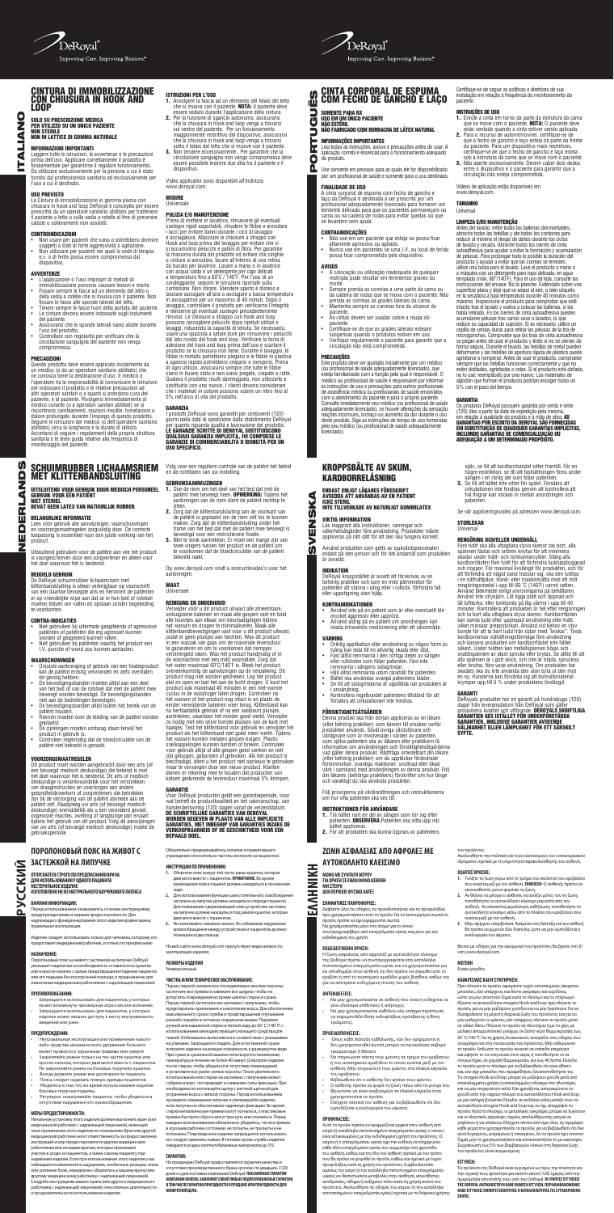# CINTURA DI IMMOBILIZZAZIONE CON CHIUSURA IN HOOK AND LOOP

ITALIANO

**SOLO SU PRESCRIZIONE MEDICA**
**PER UTILIZZO SU UN UNICO PAZIENTE**
**NON STERILE**
**NON IN LATTICE DI GOMMA NATURALE**

**INFORMAZIONI IMPORTANTI**

Leggere tutte le istruzioni, le avvertenze e le precauzioni prima dell'uso. Applicare correttamente il prodotto è fondamentale per garantirne il regolare funzionamento. Da utilizzare esclusivamente per la persona a cui è stato fornito dal professionista sanitario ed esclusivamente per l'uso a cui è destinato.

**USO PREVISTO**

La Cintura di immobilizzazione in gomma piuma con chiusura in hook and loop DeRoyal è concepita per essere prescritta da un operatore sanitario abilitato per trattenere il paziente a letto o sulla sedia a rotelle al fine di prevenire cadute o sollevamenti non assistiti.

**CONTROINDICAZIONI**

- Non usare per pazienti che sono o potrebbero diventare soggetti a stati di forte aggressività o agitazione.
- Non utilizzare per pazienti nei quali la sede di terapia e.v. o di fonte possa essere compromessa dal dispositivo.

**AVVERTENZE**

- L'applicazione o l'uso improprio di metodi di immobilizzazione possono causare lesioni e morte.
- Fissare sempre le fasce ad un elemento del letto o della sedia a rotelle che si muova con il paziente. Non fissare le fasce alle sponde laterali del letto.
- Tenere sempre le fasce fuori della portata del paziente.
- Le cinture devono essere indossate sugli indumenti del paziente.
- Assicurarsi che le sponde laterali siano alzate durante l'uso del prodotto.
- Controllare con regolarità per verificare che la circolazione sanguigna del paziente non venga compromessa.

**PRECAUZIONI**

Questo prodotto deve essere applicato inizialmente da un medico (o da un operatore sanitario abilitato) che ne conosca bene la destinazione d'uso. Il medico o l'operatore ha la responsabilità di comunicare le istruzioni per indossare il prodotto e le relative precauzioni ad altri operatori sanitari o a quanti si prendono cura del paziente, e al paziente. Rivolgersi immediatamente al medico curante (o a operatore sanitario abilitato) se si riscontrano cambiamenti, reazioni insolite, tumefazioni o dolore prolungato durante l'impiego di questo prodotto. Seguire le istruzioni del medico (o dell'operatore sanitario abilitato) circa la lunghezza e la durata di utilizzo. Accertarsi di seguire i regolamenti della propria struttura sanitaria e le linee guida relative alla frequenza di monitoraggio del paziente.

**ISTRUZIONI PER L'USO**

1. Avvolgere la fascia ad un elemento del telaio del letto che si muova con il paziente. **NOTA:** il paziente deve essere seduto durante l'applicazione della cintura.
2. Per la funzione di sgancio autonomo, assicurarsi che la chiusura in hook and loop venga a trovarsi sul ventre del paziente. Per un funzionamento maggiormente restrittivo del dispositivo, assicurarsi che la chiusura in hook and loop venga a trovarsi sotto il telaio del letto che si muove con il paziente.
3. Non tendere eccessivamente. Per garantire che la circolazione sanguigna non venga compromessa deve essere possibile inserire due dita fra il paziente e il dispositivo.

Video applicativi sono disponibili all'indirizzo www.deroyal.com.

**MISURE**
Universale

**PULIZIA ED MANUTENZIONE**

Prima di mettere in lavatrice, rimuovere gli eventuali sostegni rigidi asportabili, chiudere le fibbie e annodare i lacci per evitare danni durante i cicli di lavaggio e asciugatura. Allacciare le chiusure a strappo con Hook and loop prima del lavaggio per evitare che vi si accumulino pelucchi e pallini di fibra. Per garantire la massima durata del prodotto ed evitare che cinghie o cinture si annodino, lavare all'interno di una retina da bucato per lavatrice. Lavare a mano o in lavatrice con acqua calda e un detergente per capi delicati a temperatura fino a 60°C / 140°F. Per l'uso di un candeggiante, seguire le istruzioni riportate sulla confezione. Non stirare. Stendere aperte e distese e lasciare asciugare all'aria o asciugare a bassa temperatura in asciugatrice per un massimo di 40 minuti. Dopo il lavaggio, controllare il prodotto per verificare l'integrità e reinserire gli eventuali sostegni precedentemente rimossi. Le chiusure a strappo con hook and loop possono raccogliere pelucchi dopo ripetuti utilizzi o lavaggi, riducendo la capacità di tenuta. Se necessario, usare una spazzola a setole dure per rimuovere i pelucchi dal lato uncino del hook and loop. Verificare la forza di adesione del hook and loop prima dell'uso e scartare il prodotto se la chiusura non tiene. Controllare i lacci. Le fibbie in metallo potrebbero piegarsi e le fibbie in plastica a sgancio rapido potrebbero crepare o rompersi. Prima di ogni utilizzo, assicurarsi sempre che tutte le fibbie siano in buono stato e non siano piegate, crepate o rotte. Qualora il prodotto risulti danneggiato, non utilizzarlo e sostituirlo con uno nuovo. I clienti devono considerare che i materiali in cotone possono subire un ritiro fino al 5% nell'arco di vita del prodotto.

**GARANZIA**

I prodotti DeRoyal sono garantiti per centoventi (120) giorni dalla data di spedizione dallo stabilimento DeRoyal per quanto riguarda qualità e lavorazione del prodotto. **LE GARANZIE SCRITTE DI DEROYAL SOSTITUISCONO QUALSIASI GARANZIA IMPLICITA, IVI COMPRESE LE GARANZIE DI COMMERCIABILITÀ O IDONEITÀ PER UN USO SPECIFICO.**

# SCHUIMRUBBER LICHAAMSRIEM MET KLITTENBANDSLUITING

NEDERLANDS

**UITSLUITEND VOOR GEBRUIK DOOR MEDISCH PERSONEEL**
**GEBRUIK VOOR EEN PATIËNT**
**NIET STERIEL**
**BEVAT GEEN LATEX VAN NATUURLIJK RUBBER**

**BELANGRIJKE INFORMATIE**

Lees vóór gebruik alle aanwijzingen, waarschuwingen en voorzorgsmaatregelen zorgvuldig door. De correcte toepassing is essentieel voor een juiste werking van het product.

Uitsluitend gebruiken voor de patiënt aan wie het product is voorgeschreven door een zorgverlener en alleen voor het doel waarvoor het is bestemd.

**BEDOELD GEBRUIK**

De DeRoyal schuimrubber lichaamsriem met klittenbandsluiting is alleen verkrijgbaar op voorschrift van een daartoe bevoegde arts en hiermee de patiënten in het bed of rolstoel en op vrijwillige wijze aan het bed of rolstoel moeten blijven om vallen en opstaan zonder begeleiding te voorkomen.

**CONTRA-INDICATIES**

- Niet gebruiken bij uitermate geagiteerde of agressieve patiënten of patiënten die erg agressief kunnen worden of geagiteerd kunnen raken.
- Niet gebruiken bij patiënten waarbij het product een I.V. punctie of wond zou kunnen aantasten.

**WAARSCHUWINGEN**

- Onjuiste aanbrenging of gebruik van een fixatieproduct kan de patiënt ernstig verwonden en zelfs overlijden tot gevolg hebben.
- De bevestigingsbanden moeten altijd aan een deel van het bed of van de rolstoel dat met de patiënt mee beweegt worden bevestigd. De bevestigingsbanden niet aan de bedrelingen bevestigen.
- De bevestigingsbanden altijd buiten het bereik van de patiënt houden.
- Riemen moeten over de kleding van de patiënt worden gedragen.
- De zijrelingen moeten omhoog staan terwijl het product in gebruik is.
- Controleer regelmatig dat de bloedcirculatie van de patiënt niet belemmerd is geraakt.

**VOORZORGSMAATREGELEN**

Dit product moet worden aangebracht door een arts (of een bevoegd medisch deskundige) die bekend is met het doel waarvoor het is bestemd. De arts of medisch deskundige is verantwoordelijk voor het verstrekken van draagsinstructies en voorzorgen aan andere gezondheidswerkers of zorgverleners die betrokken zijn bij de verzorging van de patiënt alsmede aan de patiënt zelf. Raadpleeg uw arts (of bevoegd medisch deskundige) onmiddellijk als u een veranderd gevoel, ongewone reacties, zwelling of langdurige pijn ervaart tijdens het gebruik van dit product. Volg de aanwijzingen van uw arts (of bevoegd medisch deskundige) inzake de gebruiksperiode.

Volg voor een regelmatige controle van de patiënt het beleid en de richtlijnen van uw instelling.

**GEBRUIKSAANWIJZINGEN**

1. Doe de riem om het deel van het bed dat met de patiënt mee beweegt heen. **OPMERKING:** Tijdens het aanbrengen van de riem dient de patiënt rechtop te zitten.
2. Zorg dat de klittenbandsluiting aan de voorkant van de patiënt is geplaatst om de riem zelf los te kunnen maken. Zorg dat de klittenbandsluiting onder het frame van het bed dat met de patiënt mee beweegt is bevestigd voor een restrictievere fixatie.
3. Niet te strak aantrekken. Er moet een marge zijn van twee vingers tussen het product en de patiënt om te voorkomen dat de bloedcirculatie van de patiënt bekneld raakt.

Op www.deroyal.com vindt u instructievideo's voor het aanbrengen.

**MAAT**
Universeel

**REINIGING EN ONDERHOUD**

Verwijder vóór u dit product uitwast alle afneembare, ondugsame baleinen en maak alle gespen vast en bind alle touwtjes aan elkaar om beschadigingen tijdens het wassen en drogen te minimaliseren. Maak alle klittenbandbevestigingen vast voor u dit product uitwast, zodat er geen pluisjes aan hechten. Was dit product in een waszak van gaas om de maximale levensduur te garanderen en om te voorkomen dat remjes verstrengeld raken. Was het product handmatig of in de wasmachine met een mild wasmiddel. Zorg dat het water maximaal 60°C/140°F is. Bleek het product overeenkomstig de aanwijzingen op de verpakking. Dit product mag niet worden gestreken. Leg het product plat en open en laat het aan de lucht drogen. U kunt het product ook maximaal 40 minuten in een niet-warme cyclus in de wasdroger laten drogen. Controleer na het wassen of het product nog intact is en steek alle verwijderde baleinen weer terug. Klittenband kan na herhaaldelijk gebruik of na een aantal wasbeurten pluisjes aantrekken, waardoor het minder goed werkt. Verwijder zo nodig met een stijve borstel pluisjes van de kant met haakjes. Test het klittenband voor gebruik en verwijder het product als het klittenband niet goed meer werkt. Tijdens het wassen kunnen metalen gespen buigen. Plastic snelkoppelingen kunnen barsten of breken. Controleer voor gebruik altijd of alle gespen goed werken en niet zijn gebogen, gebarsten of gebroken. Als het product is beschadigd, dient u het product niet opnieuw te gebruiken maar te vervangen door een nieuw product. Klanten dienen er rekening mee te houden dat producten van katoen gedurende de levensduur maximaal 5% krimpen.

**GARANTIE**

Voor DeRoyal producten geldt een garantieperiode, voor wat betreft de productkwaliteit en het vakmanschap, van honderdentwintig (120) dagen vanaf de verzenddatum. **DE SCHRIFTELIJKE GARANTIES VAN DEROYAL WORDEN GEGEVEN IN PLAATS VAN ALLE IMPLICIETE GARANTIES, MET INBEGRIP VAN GARANTIES INZAKE DE VERKOOPBAARHEID OF DE GESCHIKTHEID VOOR EEN BEPAALD DOEL.**

# ПОРОЛОНОВЫЙ ПОЯС НА ЖИВОТ С ЗАСТЕЖКОЙ НА ЛИПУЧКЕ

РУССКИЙ

**ОТПУСКАЕТСЯ СТРОГО ПО ПРЕДПИСАНИЮ ВРАЧА**
**ДЛЯ ИСПОЛЬЗОВАНИЯ У ОДНОГО ПАЦИЕНТА**
**НЕСТЕРИЛЬНОЕ ИЗДЕЛИЕ**
**ИЗГОТОВЛЕНО НЕ ИЗ НАТУРАЛЬНОГО КАУЧУКОВОГО ЛАТЕКСА**

**ВАЖНАЯ ИНФОРМАЦИЯ:**

Перед использованием ознакомьтесь со всеми инструкциями, предупреждениями и мерами предосторожности. Для надлежащего функционирования этого изделия крайне важна правильная эксплуатация.

Изделие следует использовать только для человека, которому его предоставил медицинский работник, и только по предписанию.

**НАЗНАЧЕНИЕ:**

Поролоновый пояс на живот с застежкой на липучке DeRoyal указывает пациентам на необходимость оставаться на кушетке или в кресле-каталке с целью предотвращения падения пациента или его подъема без посторонней помощи, и предназначен для назначения медицинским работником с надлежащей лицензией.

**ПРОТИВОПОКАЗАНИЯ:**

- Запрещается использовать для пациентов, у которых может возникнуть чрезмерная агрессия или волнение.
- Запрещается использовать для пациентов, у которых изделие может нанести доступ к месту внутривенного введения или ране.

**ПРЕДУПРЕЖДЕНИЯ:**

- Ненадлежащая эксплуатация или применение какого-либо средства механического удержания больного может привести к серьезным травмам или смерти.
- Закрепляйте ремни только на тех частях кушетки или кресла-каталки, которые двигаются вместе с пациентом. Не закрепляйте ремни на боковых поручнях кушетки.
- Всегда держите ремни вне досягаемости пациента.
- Пояса следует надевать поверх одежды пациентов.
- Убедитесь в том, что во время использования изделия боковые поручни подняты.
- Регулярно контролируйте пациента, чтобы убедиться в отсутствии нарушения его кровообращения.

**МЕРЫ ПРЕДОСТОРОЖНОСТИ:**

Начальную установку этого изделия должен выполнять врач (или медицинский работник с надлежащей лицензией), имеющий опыт применения этого изделия по показаниям. Врач или другой медицинский работник несет ответственность за предоставление инструкций и мер предосторожности при ношении изделия работникам или лечащим врачам, которые принимают участие в уходе за пациентом, а также самому пациенту при надевании изделия. Если при использовании этого изделия у вас наблюдаются изменения в ощущениях, необычные реакции, отеки или усиление боли, немедленно обратитесь к вашему врачу (или другому медицинскому работнику с надлежащей лицензией). Следуйте инструкциям вашего врача (или другого медицинского работника с надлежащей лицензией) относительно длительности и продолжительности использования изделия.

Обязательно придерживайтесь политики и правил вашего учреждения относительно частоты контроля за пациентом.

**ИНСТРУКЦИИ ПО ПРИМЕНЕНИЮ:**

1. Оберните пояс вокруг той части рамы кушетки, которая двигается вместе с пациентом. **ПРИМЕЧАНИЕ:** Во время размещения пояса пациент должен находиться в положении сидя.
2. Для использования функции самостоятельного освобождения застежка на липучке должна находиться спереди пациента. Для повышения удерживающей силы устройства застежка на липучке должна находиться под рамой кушетки, которая двигается вместе с пациентом.
3. Не затягивайте слишком сильно. Во избежание нарушения кровообращения между устройством и пациентом должны помещаться два пальца.

На веб-сайте www.deroyal.com присутствуют видеоролики по эксплуатации изделия.

**РАЗМЕРЫ ИЗДЕЛИЯ**
Универсальный

**ЧИСТКА И ИЛИ ТЕХНИЧЕСКОЕ ОБСЛУЖИВАНИЕ:**

Перед стиркой снимите все отсоединяемые жесткие корсеты, застегните все пряжки и завяжите все шнурки, чтобы не допустить повреждений во время циклов стирки и сушки. Перед стиркой застегните все застежки с липучками, чтобы предотвратить прилипание и накопление ворса. Для обеспечения максимального срока службы и предотвращения спутывания ремней стирайте в сетчатом стиральном мешке. Подвергайте ручной или машинной стирке в теплой воде до 60°C (140°F) с использованием меткодействующего моющего средства для тканей. Отбеливание выполняется в соответствии с указаниями на упаковке. Запрещается гладить. Для естественной сушки положите изделие на ровную поверхность в развернутом виде. При сушке в сушильной машине используйте низкотемпературный режим на время не более 40 минут. Осмотрите изделие после стирки, чтобы убедиться в отсутствии повреждений и установите все ранее снятые корсеты. После длительного использования или стирки на застежках с липучками может собираться ворс, что приводит к снижению силы фиксации. При необходимости используйте щетку с жесткой щетиной для устранения ворса с липкой стороны. Перед использованием проверьте сцепление липучки и утилизируйте изделие, если липучка не обеспечивает надежную фиксацию. Во время стирки металлические пряжки могут погнуться, а пластиковые пряжки быстрого сброса могут треснуть или сломаться. Перед каждым использованием обязательно убедитесь, что все пряжки в хорошем рабочем состоянии, не погнуты, не треснули и не поломаны. При обнаружении повреждений изделия не используйте его; следует заменить новым. В течение срока службы изделия ожидается усадка хлопчатобумажных материалов до 5%.

**ГАРАНТИЯ:**

На продукцию DeRoyal предоставляется гарантия качества и отсутствия производственного брака сроком сто двадцать (120) дней со дня поставки компанией DeRoyal. **ПИСЬМЕННЫЕ ГАРАНТИИ КОМПАНИИ DEROYAL ЗАМЕНЯЮТ СОБОЙ ЛЮБЫЕ ПОДРАЗУМЕВАЕМЫЕ ГАРАНТИИ, В ТОМ ЧИСЛЕ ГАРАНТИИ ПРИГОДНОСТИ К ПРОДАЖЕ ИЛИ ПРИГОДНОСТИ ДЛЯ КОНКРЕТНОЙ ЦЕЛИ.**

# CINTA CORPORAL DE ESPUMA COM FECHO DE GANCHO E LAÇO

PORTUGUÊS

**SOMENTE PARA RX**
**USO EM UM ÚNICO PACIENTE**
**NÃO ESTÉRIL**
**NÃO FABRICADO COM BORRACHA DE LÁTEX NATURAL**

**INFORMAÇÕES IMPORTANTES**

Leia todas as instruções, avisos e precauções antes de usar. A aplicação correta é essencial para o funcionamento adequado do produto.

Use somente em pessoas para as quais ele for disponibilizado por um profissional de saúde e somente para o uso destinado.

**FINALIDADE DE USO**

A cinta corporal de espuma com fecho de gancho e laço da DeRoyal é destinada a ser prescrita por um profissional adequadamente licenciado para fornecer um lembrete delicado para que os pacientes permaneçam na cama ou na cadeira de rodas para evitar quedas ou que se levantem sem ajuda.

**CONTRAINDICAÇÕES**

- Não use em um paciente que esteja ou possa ficar altamente agressivo ou agitado.
- Nunca use em pacientes se uma I.V. ou local de ferida possa ficar comprometido pelo dispositivo.

**AVISOS**

- A colocação ou utilização inadequada de qualquer restrição pode resultar em ferimentos graves ou morte.
- Sempre prenda as correias a uma parte da cama ou da cadeira de rodas que se move com o paciente. Não prenda as correias às grades laterais da cama.
- Mantenha sempre as correias fora do alcance do paciente.
- As cintas devem ser usadas sobre a roupa do paciente.
- Certifique-se de que as grades laterais estejam suspensas quando o produto estiver em uso.
- Verifique regularmente o paciente para garantir que a circulação não está comprometida.

**PRECAUÇÕES**

Este produto deve ser ajustado inicialmente por um médico (ou profissional de saúde adequadamente licenciado), que esteja familiarizado com a função pela qual é responsável. O médico ou profissional de saúde é responsável por informar as instruções de uso e precauções para outros profissionais da assistência médica ou profissionais de saúde envolvidos com o atendimento do paciente e para o próprio paciente. Consulte imediatamente seu médico (ou profissional de saúde adequadamente licenciado), se houver alterações da sensação, reações incomuns, inchaço ou aumento da dor durante o uso deste produto. Siga as instruções de tempo de uso fornecidas pelo seu médico (ou profissional de saúde adequadamente licenciado).

Certifique-se de seguir as políticas e diretrizes de sua instalação em relação à frequência do monitoramento do paciente.

**INSTRUÇÕES DE USO**

1. Enrole a cinta em torno da parte da estrutura da cama que se move com o paciente. **NOTA:** O paciente deve estar sentado quando a cinta estiver sendo aplicada.
2. Para o recurso de autorremover, certifique-se de que o fecho de gancho e laço esteja na parte da frente do paciente. Para um dispositivo mais restritivo, certifique-se de que o fecho de gancho e laço esteja sob a estrutura da cama que se move com o paciente.
3. Não aperte excessivamente. Devem caber dois dedos entre o dispositivo e o paciente para garantir que a circulação não esteja comprometida.

Vídeos de aplicação estão disponíveis em www.deroyal.com.

**TAMANHO**
Universal

**LIMPEZA E/OU MANUTENÇÃO**

Antes del lavado, retire todas las ballenas desmontables, abroche todas las hebillas y ate todos los cordones para reducir al mínimo el riesgo de daños durante los ciclos de lavado y secado. Abroche todos los cierres de cinta autoadhesiva para ayudar a evitar la formación y acumulación de pelusa. Para prolongar todo lo posible la duración del producto y ayudar a evitar que las correas se enreden, utilice una bolsa para el lavado. Lave el producto a mano o a máquina con un detergente para ropa delicada, en agua templada (máx. 60°/140 F). Para el uso de lejía, consulte las instrucciones del envase. No lo planche. Extiéndalo sobre una superficie plana y deje que se seque al aire, o bien séquelo en la secadora a baja temperatura durante 40 minutos como máximo. Inspeccione el producto para comprobar que esté intacto tras el lavado y vuelva a colocar las ballenas, si las había retirado. En los cierres de cinta autoadhesiva pueden acumularse pelusas tras varios usos o lavados, lo que reduce su capacidad de sujeción. Si es necesario, utilice un cepillo de cerdas duras para retirar las pelusas de la tira de microganchos. Compruebe que las tiras de cinta autoadhesiva se pegan antes de usar el producto y tírelo si no se cierran de forma segura. Durante el lavado, las hebillas de metal pueden deformarse y las hebillas de apertura rápida de plástico puede agrietarse o romperse. Antes de usar el producto, compruebe siempre que las hebillas funcionen correctamente y que no estén dobladas, agrietadas o rotas. Si el producto está dañado, no lo use; reemplácelo por uno nuevo. Los materiales de algodón que forman el producto podrán encoger hasta un 5% con el paso del tiempo.

**GARANTIA**

Os produtos DeRoyal possuem garantia por cento e vinte (120) dias a partir da data de expedição pela mesma, em relação à qualidade do produto e à mão de obra. **AS GARANTIAS POR ESCRITO DA DEROYAL SÃO FORNECIDAS EM SUBSTITUIÇÃO DE QUAISQUER GARANTIAS IMPLÍCITAS, INCLUINDO GARANTIAS DE COMERCIALIZAÇÃO OU ADEQUAÇÃO A UM DETERMINADO PROPÓSITO.**

# KROPPSBÄLTE AV SKUM, KARDBORRELÅSNING

SVENSKA

**ENDAST ENLIGT LÄKARES FÖRESKRIFT**
**AVSEDDA ATT ANVÄNDAS AV EN PATIENT**
**ICKE STERIL**
**INTE TILLVERKADE AV NATURLIGT GUMMILATEX**

**VIKTIG INFORMATION**

Läs noggrant alla instruktioner, varningar och säkerhetsåtgärder före användning. Produkten måste appliceras på rätt sätt för att den ska fungera korrekt.

Använd produkten som getts av sjukvårdspersonalen endast på den person och för det ändamål som produkten är avsedd.

**INDIKATION**

DeRoyal kroppsbältet är avsett att förskrivas av en behörig praktiker och som en mild påminnelse för patienten att stanna i säng eller i rullstol, förhindra fall eller uppstigning utan hjälp.

**KONTRAINDIKATIONER**

- Använd inte på en patient som är eller eventuellt blir mycket aggressiv eller upprörd.
- Använd aldrig på en patient om anordningen kan skada intravenös medicinering eller ett sårområde.

**VARNING**

- Oriktig applikation eller användning av någon form av tvång kan leda till en allvarlig skada eller död.
- Fäst alltid remmarna i den rörliga delen av sängen eller rullstolen som följer patienten. Fäst inte remmarna i sängens sidogrindar.
- Håll alltid remmarna utom räckhåll för patienten.
- Bältet ska användas ovanpå patientens kläder.
- Se till att sidogrindarna är uppfällda när produkten är i användning.
- Kontrollera regelbundet patientens tillstånd för att försäkra att cirkulationen inte hindras.

**FÖRSIKTIGHETSÅTGÄRDER**

Denna produkt ska från början appliceras av en läkare (eller behörig praktiker) som känner till orsaken varför produkten används. Såväl vårdnadshavare och vårdgivare som är involverade i vården av patienten som själva patienten ska av läkaren eller praktikern få information om användningen och försiktighetsåtgärderna vad gäller denna produkt. Rådfråga omedelbart din läkare (eller behörig praktiker) om du upplever förändrade förnimmelser, ovanliga reaktioner, svullnad eller ökad värk i samband med användningen av denna produkt. Följ din läkares (behörig praktikers) föreskrifter om hur länge och varaktigt du ska använda produkten.

Följ principerna på vårdinrättningen och instruktionerna om hur ofta patienten ska ses till.

**INSTRUKTIONER FÖR ANVÄNDARE**

1. Fäst bältet runt en del av sängen som rör sig efter patienten. **OBSERVERA** Patienten ska sitta upp när bältet appliceras.
2. För att produkten ska kunna öppnas av patienten själv, se till att kardborrbandet sitter framtill. För en högre restriktion, se till att fastsättningen finns under sängen i en rörlig del som följer patienten.
3. Se till att bältet inte sitter för spänt. Försäkra att cirkulationen inte hindras genom att kontrollera att två fingrar kan stickas in mellan anordningen och patienten.

Se vår appliceringsvideo på adressen www.deroyal.com.

**STORLEKAR**
Universal

**RENGÖRING OCH/ELLER UNDERHÅLL**

Före tvätt ska alla uttagbara styva skenor tas bort, alla spännen fästas och snören knytas för att minimera skador under tvätt- och torkomgångarna. Stäng alla kardborrefästen före tvätt för att förhindra luddappbyggnad och noppor. För maximal livslängd för produkten, och för att förhindra att något band trasslar sig, ska den tvättas i en nättvättpåse. Hand- eller maskintvätta med ett milt rengöringsmedel i upp till 60 °C (140°F) varmt vatten. Använd blekmedel enligt anvisningarna på behållaren. Använd inte strykjärn. Lägg plan och öppnad och låt lufttorka, eller torktumla på låg värme i upp till 40 minuter. Kontrollera att produkten är hel efter rengöringen och ta bort alla uttagbara styva skenor. Kardborrfästen kan samla ludd efter upprepad användning eller tvätt, vilket minskar greppstyrkan. Använd vid behov en styv borste för att ta bort ludd från sidan med "krokar". Testa kardborrens vidhäftningsförmåga före användning och kassera produkten om kardborrfästet inte håller säkert. Under tvätten kan metallspännen böjas och snabbspännen av plast spricka eller brytas. Se alltid till att alla spännen är i gott skick, och inte är böjda, spruckna eller brutna, före varje användning. Om produkten har skadats ska du inte använda den utan byta ut den mot en ny. Kunderna kan förvänta sig att bomullsmaterial krymper upp till 5 % under produktens livslängd.

**GARANTI**

DeRoyal-produkterna har en garanti på hundratjugo (120) dagar från leveransdatum från DeRoyal som gäller produktens kvalitet och utförande. **DEROYALS SKRIFTLIGA GARANTIER GES ISTÄLLET FÖR UNDERFÖRSTÅDDA GARANTIER, INKLUSIVE GARANTIER AVSEENDE SÄLJBARHET ELLER LÄMPLIGHET FÖR ETT SÄRSKILT SYFTE.**

# ΖΩΝΗ ΑΣΦΑΛΕΙΑΣ ΑΠΟ ΑΦΡΟΛΕΞ ΜΕ ΑΥΤΟΚΟΛΛΗΤΟ ΚΛΕΙΣΙΜΟ

ΕΛΛΗΝΙΚΗ

**ΜΟΝΟ ΜΕ ΣΥΝΤΑΓΗ ΙΑΤΡΟΥ**
**ΓΙΑ ΧΡΗΣΗ ΣΕ ΕΝΑΝ ΜΟΝΟ ΑΣΘΕΝΗ**
**ΜΗ ΣΤΕΙΡΟ**
**ΔΕΝ ΠΕΡΙΕΧΕΙ ΦΥΣΙΚΟ ΛΑΤΕΞ**

**ΣΗΜΑΝΤΙΚΕΣ ΠΛΗΡΟΦΟΡΙΕΣ**

Διαβάστε όλες τις οδηγίες, τις προειδοποιήσεις και τις προφυλάξεις πριν χρησιμοποιήσετε αυτό το προϊόν. Για να λειτουργήσει σωστά το προϊόν, πρέπει να έχει εφαρμοστεί σωστά.

Να χρησιμοποιείται μόνο στο άτομο για το οποίο συνταγογραφήθηκε από επαγγελματία υγείας και μόνο για την ενδεδειγμένη των χρήση.

**ΕΝΔΕΔΕΙΓΜΕΝΗ ΧΡΗΣΗ.**

Η ζώνη ασφαλείας από αφρολέξ με αυτοκόλλητο κλείσιμο της DeRoyal πρέπει να συνταγογραφείται από κατάλληλα πιστοποιημένο επαγγελματία υγείας και να χρησιμοποιείται για να υπενθυμίζει στον ασθενή ότι δεν πρέπει να σηκωθεί από το κρεβάτι ή από το αναπηρικό αμαξίδιο χωρίς βοήθεια, καθώς και για να αποτραπεί ενδεχόμενη πτώση του ασθενή.

**ΑΝΤΕΝΔΕΙΞΕΙΣ.**

- Να μην χρησιμοποιείται σε ασθενή που είναι ή ενδέχεται να γίνει ιδιαίτερα επιθετικός ή ανήσυχος.
- Να μην χρησιμοποιείται καθόλου εάν υπάρχει περίπτωση να παρεμποδίζει θέση ενδοφλέβιας πρόσβασης ή θέση τραύματος.

**ΠΡΟΕΙΔΟΠΟΙΗΣΕΙΣ.**

- Όπως κάθε διάταξη καθήλωσης, εάν δεν εφαρμοστεί ή δεν χρησιμοποιηθεί σωστά μπορεί να προκαλέσει σοβαρό τραυματισμό ή θάνατο.
- Να στερεώνετε πάντα τους ιμάντες σε τμήμα του κρεβατιού ή του αναπηρικού αμαξιδίου το οποίο κινείται μαζί με τον ασθενή. Μην στερεώνετε τους ιμάντες στα πλαϊνά κάγκελα του κρεβατιού.
- Βεβαιωθείτε ότι ο ασθενής δεν φτάνει τους ιμάντες.
- Ο ασθενής πρέπει να φορά τη ζώνη πάνω από τα ρούχα του.
- Φροντίστε να είναι ανεβασμένα τα πλαϊνά κάγκελα όταν χρησιμοποιείται το προϊόν.
- Ελέγχετε τακτικά τον ασθενή για να βεβαιωθείτε ότι δεν εμποδίζεται η κυκλοφορία του αίματος.

**ΠΡΟΦΥΛΑΞΕΙΣ.**

Αυτό το προϊόν πρέπει να εφαρμόζεται αρχικά στον ασθενή από ιατρό (ή κατάλληλα πιστοποιημένο επαγγελματία υγείας) ο οποίος είναι εξοικειωμένος με την ενδεδειγμένη χρήση του προϊόντος. Ο ιατρός ή ο επαγγελματίας υγείας έχει την ευθύνη να ενημερώσει κάθε άλλο επαγγελματία υγείας που συμμετέχει στη φροντίδα του ασθενή, καθώς και τον ίδιο τον ασθενή σχετικά με τον τρόπο που θα πρέπει να φοριέται το προϊόν, καθώς και σχετικά με τυχόν προφυλάξεις κατά τη χρήση του προϊόντος. Συμβουλευτείτε άμεσα τον ιατρό (ή τον κατάλληλα πιστοποιημένο επαγγελματία υγείας) αν διαπιστώσετε μεταβολές στην αίσθηση, ασυνήθιστες αντιδράσεις, οίδημα ή αυξημένο πόνο κατά τη χρήση αυτού του προϊόντος. Ακολουθήστε τις οδηγίες του ιατρού (ή του κατάλληλα πιστοποιημένου επαγγελματία υγείας) σχετικά με τη διάρκεια χρήσης του προϊόντος.

Ακολουθήστε την πολιτική και τους κανονισμούς του νοσοκομειακού ιδρύματος σχετικά με τη συχνότητα παρακολούθησης του ασθενή.

**ΟΔΗΓΙΕΣ ΧΡΗΣΗΣ.**

1. Τυλίξτε τη ζώνη γύρω από το τμήμα του σκελετού του κρεβατιού που κινείται μαζί με τον ασθενή. **ΣΗΜΕΙΩΣΗ:** Ο ασθενής πρέπει να είναι καθιστός για να φορέσει τη ζώνη.
2. Αν θέλετε να μπορεί ο ασθενής να αφαιρεί μόνος του τη ζώνη, τοποθετήστε το αυτοκόλλητο κλείσιμο μπροστά από τον ασθενή. Αν απαιτείται μεγαλύτερη καθήλωση, τοποθετήστε το αυτοκόλλητο κλείσιμο κάτω από το τμήμα του σκελετού που κινείται μαζί με τον ασθενή.
3. Μην σφίγγετε υπερβολικά. Ανάμεσα στη διάταξη και τον ασθενή θα πρέπει να χωρούν δύο δάκτυλα, ώστε να μην εμποδίζεται η κυκλοφορία του αίματος.

Βίντεο με οδηγίες για την εφαρμογή του προϊόντος θα βρείτε στη δ/νση www.deroyal.com.

**ΜΕΓΕΘΗ**
Ενιαίο μέγεθος

**ΚΑΘΑΡΙΣΜΟΣ ΚΑΙ/Ή ΣΥΝΤΗΡΗΣΗ.**

Πριν πλύνετε το προϊόν, αφαιρέστε τυχόν αποσπώμενους άκαμπτους μπανέλες, κλείστε όλες τις αγκράφες και κορδόνια, ώστε να μην υποστούν ζημιά κατά το πλύσιμο και το στέγνωμα. Κλείστε τα αυτοκόλλητα σημεία κλεισίματος πριν πλύνετε το προϊόν, για να μην μαζέψουν χνούδια και να μην δημιουργηθούν. Για διασφάλιση της μέγιστης διάρκειας ζωής του προϊόντος και για να μη μπλέκονται οι ιμάντες, πλύνετε το προϊόν σε ειδικό δίχτυ. Πλύντε το προϊόν σε πλυντήριο ή στο χέρι, με μαλακό απορρυπαντικό ρούχων σε ζεστό νερό θερμοκρασίας έως 60 °C/140 °F. Εάν χρησιμοποιήσετε λευκαντικό, ακολουθήστε τις οδηγίες στη συσκευασία. Μη σιδερώνετε το προϊόν. Απλώστε το προϊόν και αφήστε το να στεγνώσει στον αέρα ή τοποθετήστε το σε στεγνωτήριο, σε χαμηλή θερμοκρασία, για έως 40 λεπτά. Ελέγξτε το προϊόν μετά το πλύσιμο για να βεβαιωθείτε ότι είναι άθικτο και για να βάλετε πάλι τα μπανέλες που είχατε αφαιρέσει. Τα αυτοκόλλητα σημεία μπορεί να μαζέψουν χνούδια μετά από επανειλημμένη χρήση ή επανειλημμένα πλυσίματα, με αποτέλεσμα να μην κρατούν καλά. Εάν χρειάζεται, απομακρύνετε τα χνούδια από την πλευρά με το αγκιστράκι με μια σκληρή βούρτσα. Ελέγξτε αν κλείνουν καλά τα αυτοκόλλητα σημεία πριν από τη χρήση και πετάξτε το προϊόν αν δεν κλείνουν καλά. Κατά το πλύσιμο, οι μεταλλικές αγκράφες μπορεί να λυγίσουν και οι πλαστικές αγκράφες γρήγορης αποδέσμευσης μπορεί να ραγίσουν ή να σπάσουν. Ελέγχετε πάντα πριν από κάθε χρήση ότι όλες οι αγκράφες είναι σε καλή κατάσταση λειτουργίας και δεν είναι λυγισμένες, ραγισμένες ή σπασμένες. Αν το προϊόν έχει υποστεί ζημιά, μην το χρησιμοποιήσετε και αντικαταστήστε το με καινούργιο. Συμφωνείται έως 5% των βαμβακερών υλικών στη διάρκεια ζωής του προϊόντος είναι αναμενόμενη.

**ΕΓΓΥΗΣΗ.**

Τα προϊόντα της DeRoyal είναι εγγυημένα ως προς την ποιότητα και την τεχνική τους κατασκευή για εκατόν είκοσι (120) ημέρες από την ημερομηνία αποστολής τους από την DeRoyal. **ΟΙ ΓΡΑΠΤΕΣ ΕΓΓΥΗΣΕΙΣ ΤΗΣ DEROYAL ΑΝΤΙΚΑΘΙΣΤΟΥΝ ΚΑΘΕ ΕΜΜΕΣΗ ΕΓΓΥΗΣΗ, ΠΕΡΙΛΑΜΒΑΝΟΜΕΝΩΝ ΚΑΘΕ ΕΓΓΥΗΣΗΣ ΕΜΠΟΡΕΥΣΙΜΟΤΗΤΑΣ Ή ΚΑΤΑΛΛΗΛΟΤΗΤΑΣ ΓΙΑ ΣΥΓΚΕΚΡΙΜΕΝΟ ΣΚΟΠΟ.**